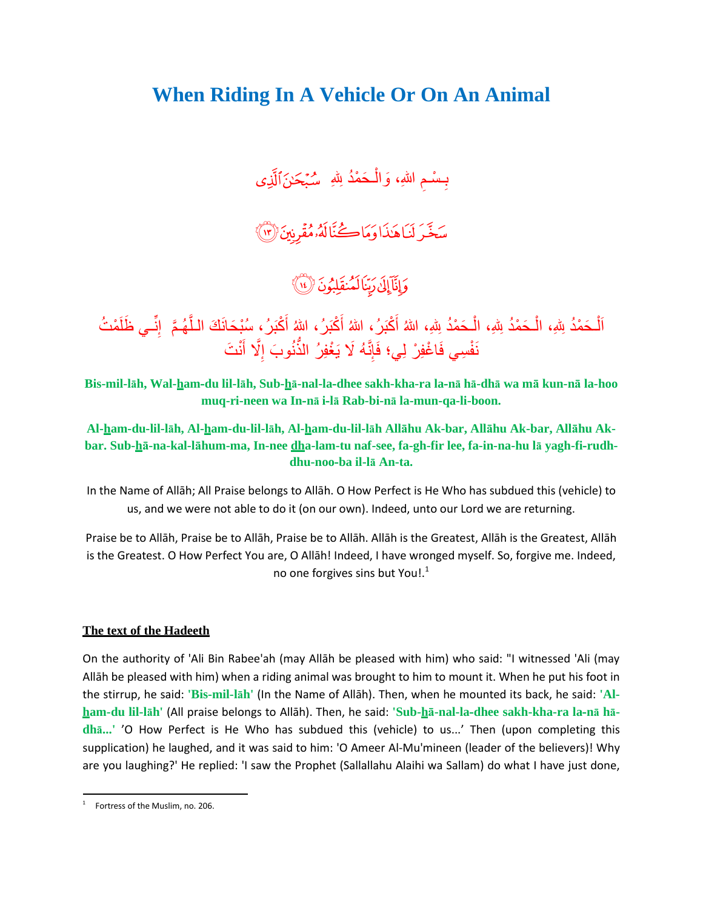# When Riding In A Vehicle Or On An Animal

بِسْمِ اللهِ، وَالْحَمْدُ لِلهِ سُبْحَٰنَ ٱلَّذِى

سَخَّرَ لَنَا هَٰذَا وَمَا كُنَّا لَهُۥ مُقْرِنِينَ ﴿١٣﴾

وَإِنَّآ إِلَىٰ رَبِّنَا لَمُنقَلِبُونَ ﴿١٤﴾

اَلْحَمْدُ لِلهِ، الْحَمْدُ لِلهِ، الْحَمْدُ لِلهِ، اللهُ أَكْبَرُ، اللهُ أَكْبَرُ، اللهُ أَكْبَرُ، سُبْحَانَكَ اللَّهُمَّ إِنِّي ظَلَمْتُ نَفْسِي فَاغْفِرْ لِي؛ فَإِنَّهُ لَا يَغْفِرُ الذُّنُوبَ إِلَّا أَنْتَ

**Bis-mil-lāh, Wal-ham-du lil-lāh, Sub-hā-nal-la-dhee sakh-kha-ra la-nā hā-dhā wa mā kun-nā la-hoo muq-ri-neen wa In-nā i-lā Rab-bi-nā la-mun-qa-li-boon.**

**Al-ham-du-lil-lāh, Al-ham-du-lil-lāh, Al-ham-du-lil-lāh Allāhu Ak-bar, Allāhu Ak-bar, Allāhu Ak-bar. Sub-hā-na-kal-lāhum-ma, In-nee dha-lam-tu naf-see, fa-gh-fir lee, fa-in-na-hu lā yagh-fi-rudh-dhu-noo-ba il-lā An-ta.**

In the Name of Allāh; All Praise belongs to Allāh. O How Perfect is He Who has subdued this (vehicle) to us, and we were not able to do it (on our own). Indeed, unto our Lord we are returning.

Praise be to Allāh, Praise be to Allāh, Praise be to Allāh. Allāh is the Greatest, Allāh is the Greatest, Allāh is the Greatest. O How Perfect You are, O Allāh! Indeed, I have wronged myself. So, forgive me. Indeed, no one forgives sins but You!.[1]

## The text of the Hadeeth

On the authority of 'Ali Bin Rabee'ah (may Allāh be pleased with him) who said: "I witnessed 'Ali (may Allāh be pleased with him) when a riding animal was brought to him to mount it. When he put his foot in the stirrup, he said: **'Bis-mil-lāh'** (In the Name of Allāh). Then, when he mounted its back, he said: **'Al-ham-du lil-lāh'** (All praise belongs to Allāh). Then, he said: **'Sub-hā-nal-la-dhee sakh-kha-ra la-nā hā-dhā...'** 'O How Perfect is He Who has subdued this (vehicle) to us...' Then (upon completing this supplication) he laughed, and it was said to him: 'O Ameer Al-Mu'mineen (leader of the believers)! Why are you laughing?' He replied: 'I saw the Prophet (Sallallahu Alaihi wa Sallam) do what I have just done,

[1] Fortress of the Muslim, no. 206.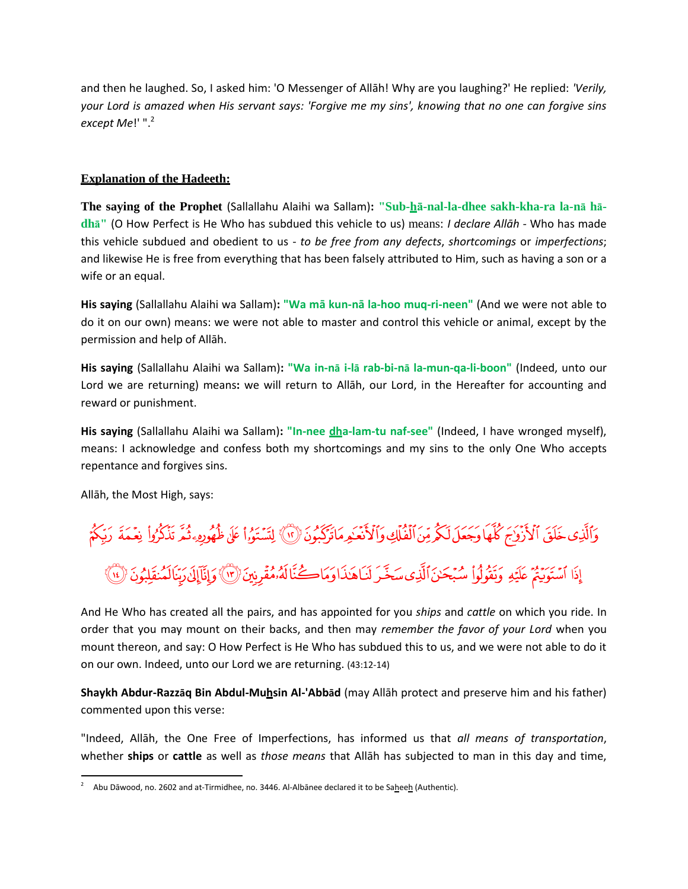and then he laughed. So, I asked him: 'O Messenger of Allāh! Why are you laughing?' He replied: *'Verily, your Lord is amazed when His servant says: 'Forgive me my sins', knowing that no one can forgive sins except Me*!' ".[2]

**Explanation of the Hadeeth:**

**The saying of the Prophet** (Sallallahu Alaihi wa Sallam)**:** **"Sub-hā-nal-la-dhee sakh-kha-ra la-nā hā-dhā"** (O How Perfect is He Who has subdued this vehicle to us) means: *I declare Allāh* - Who has made this vehicle subdued and obedient to us - *to be free from any defects*, *shortcomings* or *imperfections*; and likewise He is free from everything that has been falsely attributed to Him, such as having a son or a wife or an equal.

**His saying** (Sallallahu Alaihi wa Sallam)**:** **"Wa mā kun-nā la-hoo muq-ri-neen"** (And we were not able to do it on our own) means: we were not able to master and control this vehicle or animal, except by the permission and help of Allāh.

**His saying** (Sallallahu Alaihi wa Sallam)**:** **"Wa in-nā i-lā rab-bi-nā la-mun-qa-li-boon"** (Indeed, unto our Lord we are returning) means**:** we will return to Allāh, our Lord, in the Hereafter for accounting and reward or punishment.

**His saying** (Sallallahu Alaihi wa Sallam)**:** **"In-nee dha-lam-tu naf-see"** (Indeed, I have wronged myself), means: I acknowledge and confess both my shortcomings and my sins to the only One Who accepts repentance and forgives sins.

Allāh, the Most High, says:

وَٱلَّذِى خَلَقَ ٱلْأَزْوَٰجَ كُلَّهَا وَجَعَلَ لَكُم مِّنَ ٱلْفُلْكِ وَٱلْأَنْعَٰمِ مَا تَرْكَبُونَ ﴿١٢﴾ لِتَسْتَوُۥا۟ عَلَىٰ ظُهُورِهِۦ ثُمَّ تَذْكُرُوا۟ نِعْمَةَ رَبِّكُمْ إِذَا ٱسْتَوَيْتُمْ عَلَيْهِ وَتَقُولُوا۟ سُبْحَٰنَ ٱلَّذِى سَخَّرَ لَنَا هَٰذَا وَمَا كُنَّا لَهُۥ مُقْرِنِينَ ﴿١٣﴾ وَإِنَّآ إِلَىٰ رَبِّنَا لَمُنقَلِبُونَ ﴿١٤﴾

And He Who has created all the pairs, and has appointed for you *ships* and *cattle* on which you ride. In order that you may mount on their backs, and then may *remember the favor of your Lord* when you mount thereon, and say: O How Perfect is He Who has subdued this to us, and we were not able to do it on our own. Indeed, unto our Lord we are returning. (43:12-14)

**Shaykh Abdur-Razzāq Bin Abdul-Muhsin Al-'Abbād** (may Allāh protect and preserve him and his father) commented upon this verse:

"Indeed, Allāh, the One Free of Imperfections, has informed us that *all means of transportation*, whether **ships** or **cattle** as well as *those means* that Allāh has subjected to man in this day and time,

[2] Abu Dāwood, no. 2602 and at-Tirmidhee, no. 3446. Al-Albānee declared it to be Saheeh (Authentic).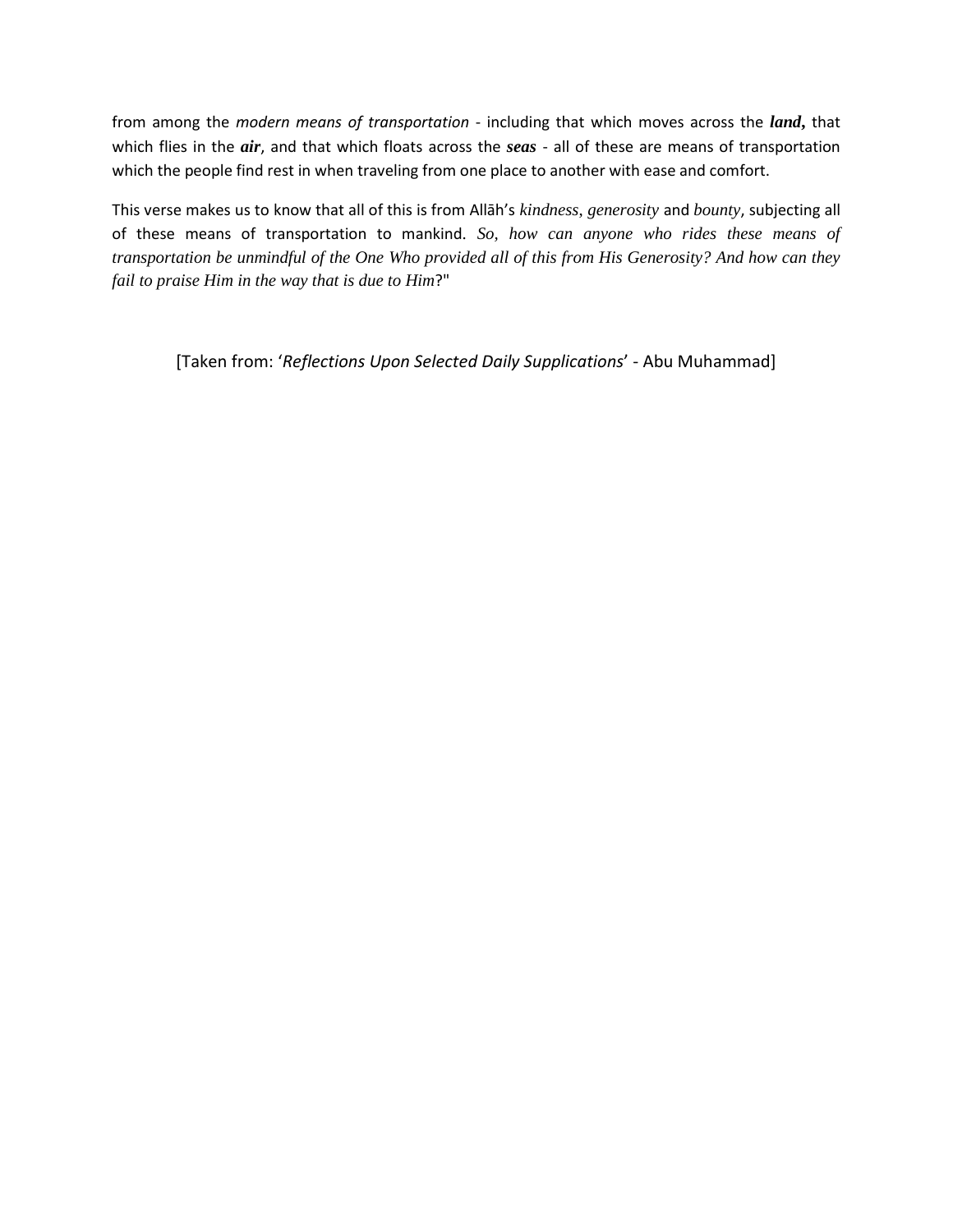from among the *modern means of transportation* - including that which moves across the ***land***, that which flies in the ***air***, and that which floats across the ***seas*** - all of these are means of transportation which the people find rest in when traveling from one place to another with ease and comfort.

This verse makes us to know that all of this is from Allāh's *kindness*, *generosity* and *bounty*, subjecting all of these means of transportation to mankind. *So, how can anyone who rides these means of transportation be unmindful of the One Who provided all of this from His Generosity? And how can they fail to praise Him in the way that is due to Him*?"

[Taken from: '*Reflections Upon Selected Daily Supplications*' - Abu Muhammad]